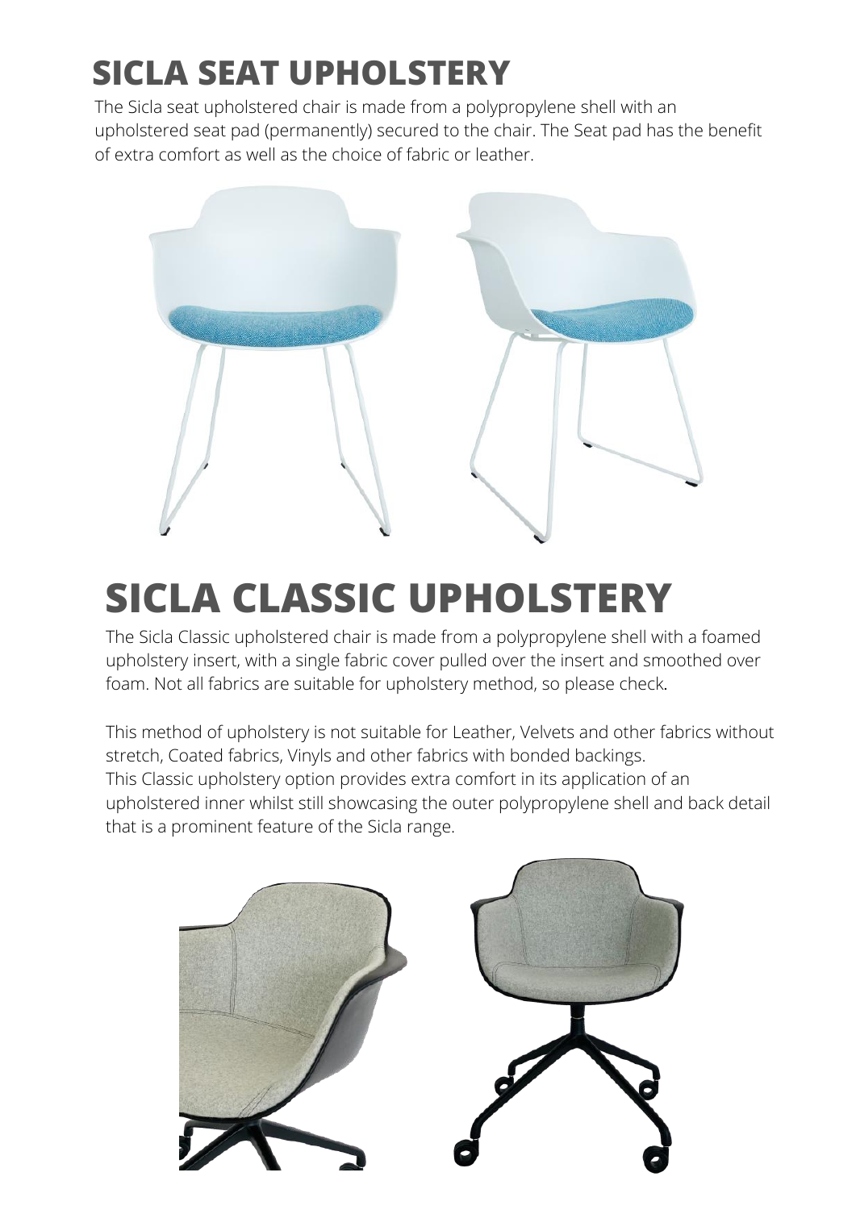# SICLA SEAT UPHOLSTERY

The Sicla seat upholstered chair is made from a polypropylene shell with an upholstered seat pad (permanently) secured to the chair. The Seat pad has the benefit of extra comfort as well as the choice of fabric or leather.

# SICLA CLASSIC UPHOLSTERY

The Sicla Classic upholstered chair is made from a polypropylene shell with a foamed upholstery insert, with a single fabric cover pulled over the insert and smoothed over foam. Not all fabrics are suitable for upholstery method, so please check.

This method of upholstery is not suitable for Leather, Velvets and other fabrics without stretch, Coated fabrics, Vinyls and other fabrics with bonded backings.
This Classic upholstery option provides extra comfort in its application of an upholstered inner whilst still showcasing the outer polypropylene shell and back detail that is a prominent feature of the Sicla range.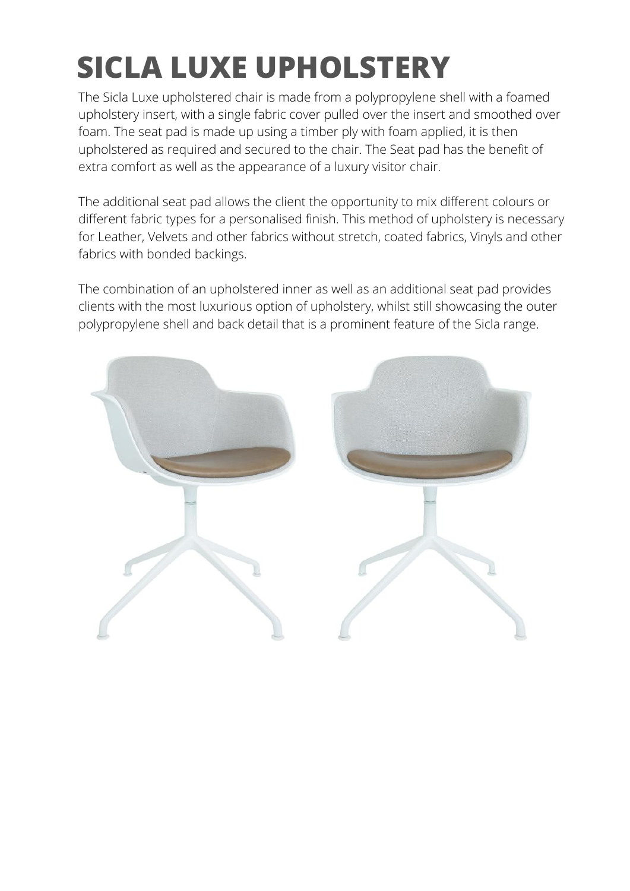# SICLA LUXE UPHOLSTERY

The Sicla Luxe upholstered chair is made from a polypropylene shell with a foamed upholstery insert, with a single fabric cover pulled over the insert and smoothed over foam. The seat pad is made up using a timber ply with foam applied, it is then upholstered as required and secured to the chair. The Seat pad has the benefit of extra comfort as well as the appearance of a luxury visitor chair.

The additional seat pad allows the client the opportunity to mix different colours or different fabric types for a personalised finish. This method of upholstery is necessary for Leather, Velvets and other fabrics without stretch, coated fabrics, Vinyls and other fabrics with bonded backings.

The combination of an upholstered inner as well as an additional seat pad provides clients with the most luxurious option of upholstery, whilst still showcasing the outer polypropylene shell and back detail that is a prominent feature of the Sicla range.